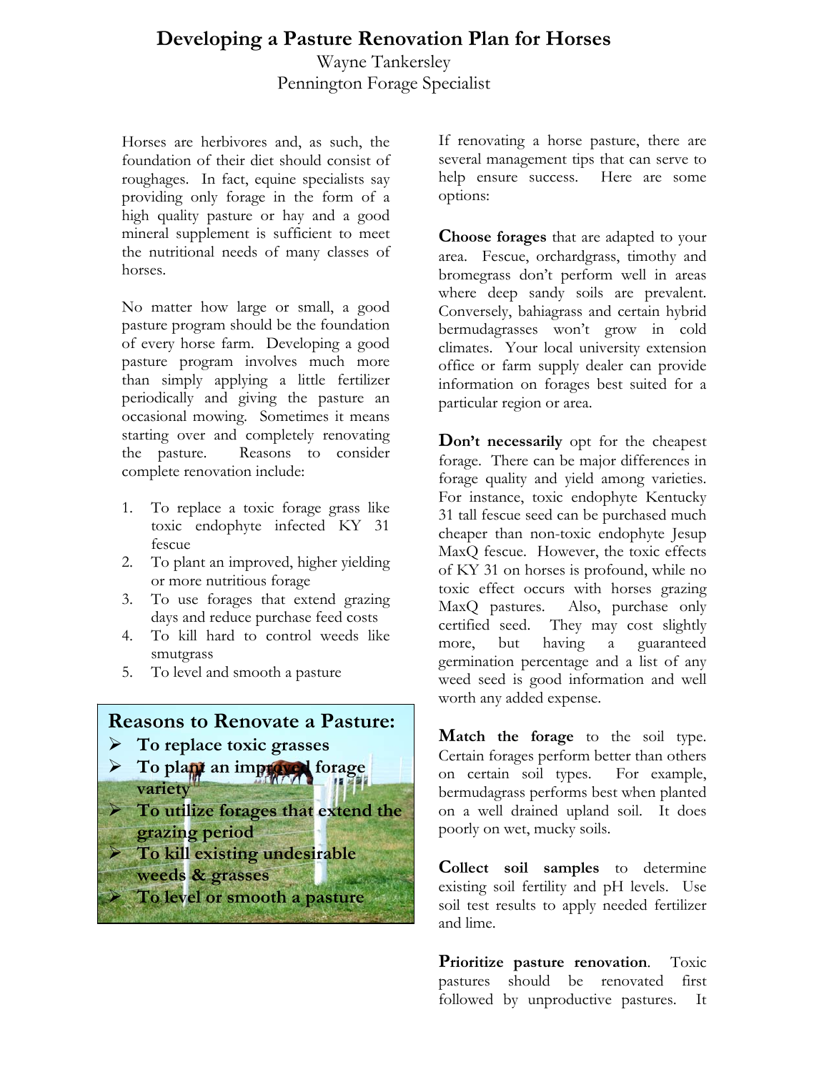# Developing a Pasture Renovation Plan for Horses

Wayne Tankersley
Pennington Forage Specialist

Horses are herbivores and, as such, the foundation of their diet should consist of roughages. In fact, equine specialists say providing only forage in the form of a high quality pasture or hay and a good mineral supplement is sufficient to meet the nutritional needs of many classes of horses.

No matter how large or small, a good pasture program should be the foundation of every horse farm. Developing a good pasture program involves much more than simply applying a little fertilizer periodically and giving the pasture an occasional mowing. Sometimes it means starting over and completely renovating the pasture. Reasons to consider complete renovation include:

1. To replace a toxic forage grass like toxic endophyte infected KY 31 fescue
2. To plant an improved, higher yielding or more nutritious forage
3. To use forages that extend grazing days and reduce purchase feed costs
4. To kill hard to control weeds like smutgrass
5. To level and smooth a pasture

**Reasons to Renovate a Pasture:**

- **To replace toxic grasses**
- **To plant an improved forage variety**
- **To utilize forages that extend the grazing period**
- **To kill existing undesirable weeds & grasses**
- **To level or smooth a pasture**

If renovating a horse pasture, there are several management tips that can serve to help ensure success. Here are some options:

**Choose forages** that are adapted to your area. Fescue, orchardgrass, timothy and bromegrass don't perform well in areas where deep sandy soils are prevalent. Conversely, bahiagrass and certain hybrid bermudagrasses won't grow in cold climates. Your local university extension office or farm supply dealer can provide information on forages best suited for a particular region or area.

**Don't necessarily** opt for the cheapest forage. There can be major differences in forage quality and yield among varieties. For instance, toxic endophyte Kentucky 31 tall fescue seed can be purchased much cheaper than non-toxic endophyte Jesup MaxQ fescue. However, the toxic effects of KY 31 on horses is profound, while no toxic effect occurs with horses grazing MaxQ pastures. Also, purchase only certified seed. They may cost slightly more, but having a guaranteed germination percentage and a list of any weed seed is good information and well worth any added expense.

**Match the forage** to the soil type. Certain forages perform better than others on certain soil types. For example, bermudagrass performs best when planted on a well drained upland soil. It does poorly on wet, mucky soils.

**Collect soil samples** to determine existing soil fertility and pH levels. Use soil test results to apply needed fertilizer and lime.

**Prioritize pasture renovation**. Toxic pastures should be renovated first followed by unproductive pastures. It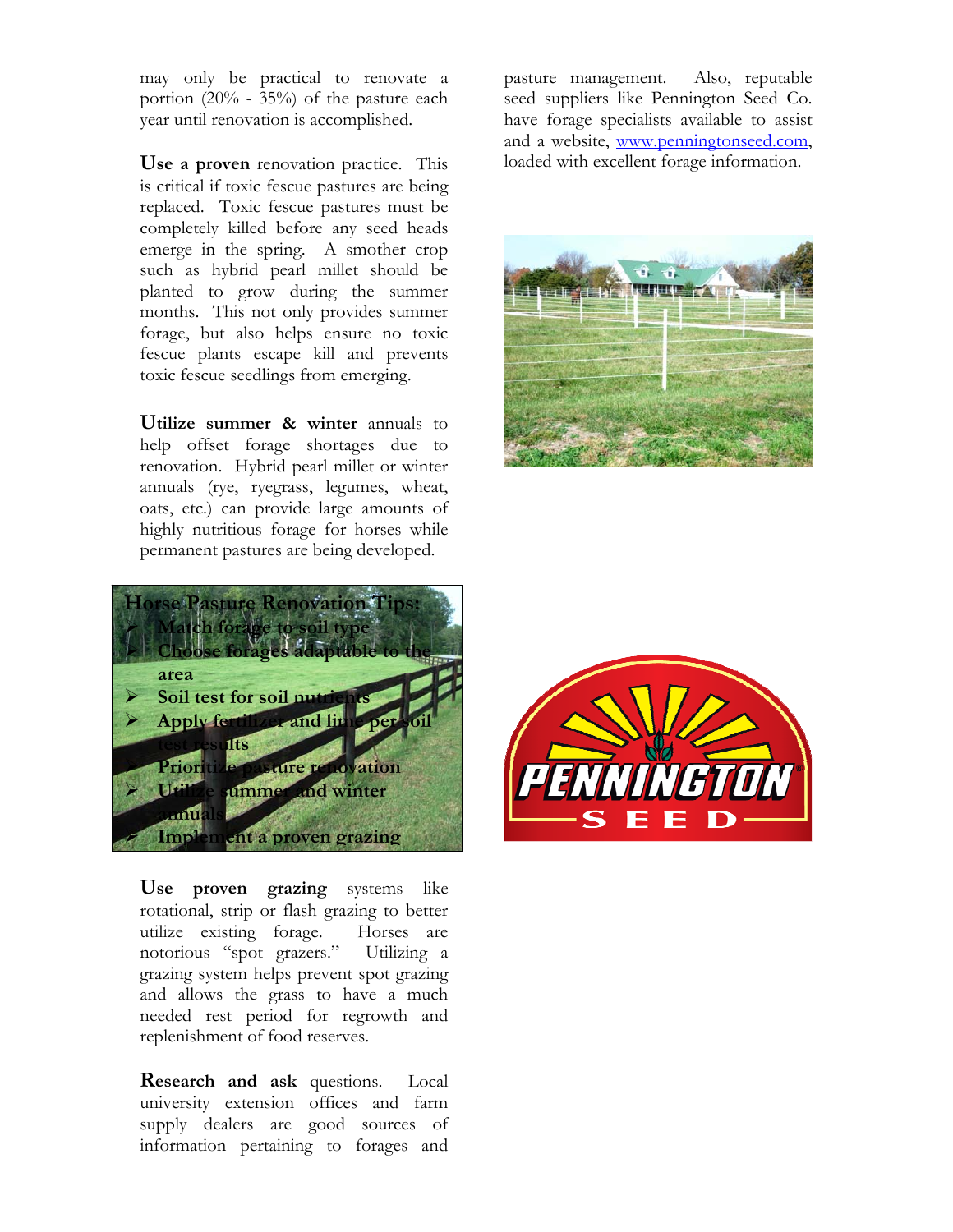may only be practical to renovate a portion (20% - 35%) of the pasture each year until renovation is accomplished.

**Use a proven** renovation practice. This is critical if toxic fescue pastures are being replaced. Toxic fescue pastures must be completely killed before any seed heads emerge in the spring. A smother crop such as hybrid pearl millet should be planted to grow during the summer months. This not only provides summer forage, but also helps ensure no toxic fescue plants escape kill and prevents toxic fescue seedlings from emerging.

**Utilize summer & winter** annuals to help offset forage shortages due to renovation. Hybrid pearl millet or winter annuals (rye, ryegrass, legumes, wheat, oats, etc.) can provide large amounts of highly nutritious forage for horses while permanent pastures are being developed.

**Horse Pasture Renovation Tips:**

- Match forage to soil type
- Choose forages adaptable to the area
- Soil test for soil nutrients
- Apply fertilizer and lime per soil test results
- Prioritize pasture renovation
- Utilize summer and winter annuals
- Implement a proven grazing

**Use proven grazing** systems like rotational, strip or flash grazing to better utilize existing forage. Horses are notorious "spot grazers." Utilizing a grazing system helps prevent spot grazing and allows the grass to have a much needed rest period for regrowth and replenishment of food reserves.

**Research and ask** questions. Local university extension offices and farm supply dealers are good sources of information pertaining to forages and pasture management. Also, reputable seed suppliers like Pennington Seed Co. have forage specialists available to assist and a website, www.penningtonseed.com, loaded with excellent forage information.